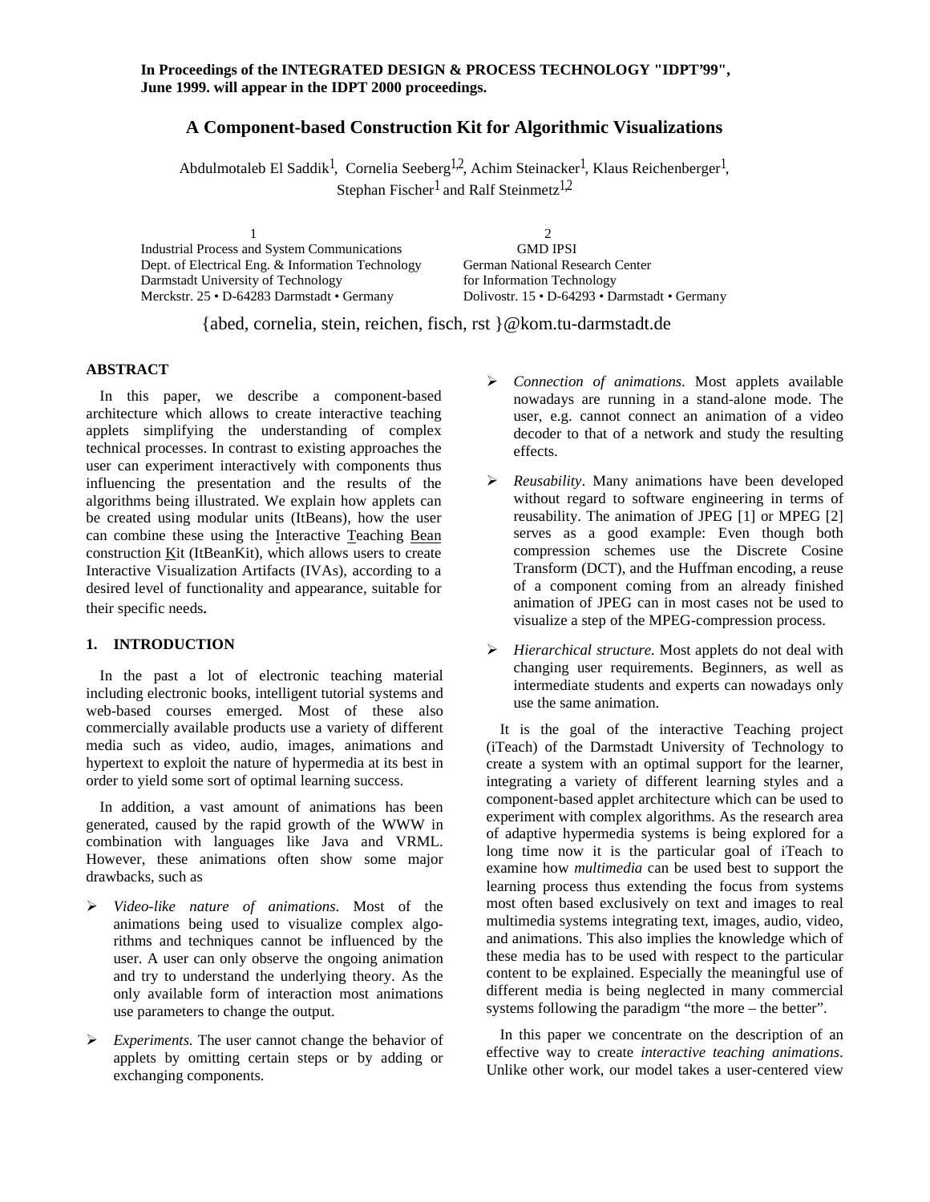**In Proceedings of the INTEGRATED DESIGN & PROCESS TECHNOLOGY "IDPT'99", June 1999. will appear in the IDPT 2000 proceedings.**

# A Component-based Construction Kit for Algorithmic Visualizations

Abdulmotaleb El Saddik[1], Cornelia Seeberg[1,2], Achim Steinacker[1], Klaus Reichenberger[1], Stephan Fischer[1] and Ralf Steinmetz[1,2]

[1] Industrial Process and System Communications
Dept. of Electrical Eng. & Information Technology
Darmstadt University of Technology
Merckstr. 25 • D-64283 Darmstadt • Germany

[2] GMD IPSI
German National Research Center
for Information Technology
Dolivostr. 15 • D-64293 • Darmstadt • Germany

{abed, cornelia, stein, reichen, fisch, rst }@kom.tu-darmstadt.de

## ABSTRACT

In this paper, we describe a component-based architecture which allows to create interactive teaching applets simplifying the understanding of complex technical processes. In contrast to existing approaches the user can experiment interactively with components thus influencing the presentation and the results of the algorithms being illustrated. We explain how applets can be created using modular units (ItBeans), how the user can combine these using the Interactive Teaching Bean construction Kit (ItBeanKit), which allows users to create Interactive Visualization Artifacts (IVAs), according to a desired level of functionality and appearance, suitable for their specific needs.

## 1. INTRODUCTION

In the past a lot of electronic teaching material including electronic books, intelligent tutorial systems and web-based courses emerged. Most of these also commercially available products use a variety of different media such as video, audio, images, animations and hypertext to exploit the nature of hypermedia at its best in order to yield some sort of optimal learning success.

In addition, a vast amount of animations has been generated, caused by the rapid growth of the WWW in combination with languages like Java and VRML. However, these animations often show some major drawbacks, such as

- *Video-like nature of animations*. Most of the animations being used to visualize complex algorithms and techniques cannot be influenced by the user. A user can only observe the ongoing animation and try to understand the underlying theory. As the only available form of interaction most animations use parameters to change the output.
- *Experiments.* The user cannot change the behavior of applets by omitting certain steps or by adding or exchanging components.
- *Connection of animations*. Most applets available nowadays are running in a stand-alone mode. The user, e.g. cannot connect an animation of a video decoder to that of a network and study the resulting effects.
- *Reusability*. Many animations have been developed without regard to software engineering in terms of reusability. The animation of JPEG [1] or MPEG [2] serves as a good example: Even though both compression schemes use the Discrete Cosine Transform (DCT), and the Huffman encoding, a reuse of a component coming from an already finished animation of JPEG can in most cases not be used to visualize a step of the MPEG-compression process.
- *Hierarchical structure.* Most applets do not deal with changing user requirements. Beginners, as well as intermediate students and experts can nowadays only use the same animation.

It is the goal of the interactive Teaching project (iTeach) of the Darmstadt University of Technology to create a system with an optimal support for the learner, integrating a variety of different learning styles and a component-based applet architecture which can be used to experiment with complex algorithms. As the research area of adaptive hypermedia systems is being explored for a long time now it is the particular goal of iTeach to examine how *multimedia* can be used best to support the learning process thus extending the focus from systems most often based exclusively on text and images to real multimedia systems integrating text, images, audio, video, and animations. This also implies the knowledge which of these media has to be used with respect to the particular content to be explained. Especially the meaningful use of different media is being neglected in many commercial systems following the paradigm "the more – the better".

In this paper we concentrate on the description of an effective way to create *interactive teaching animations*. Unlike other work, our model takes a user-centered view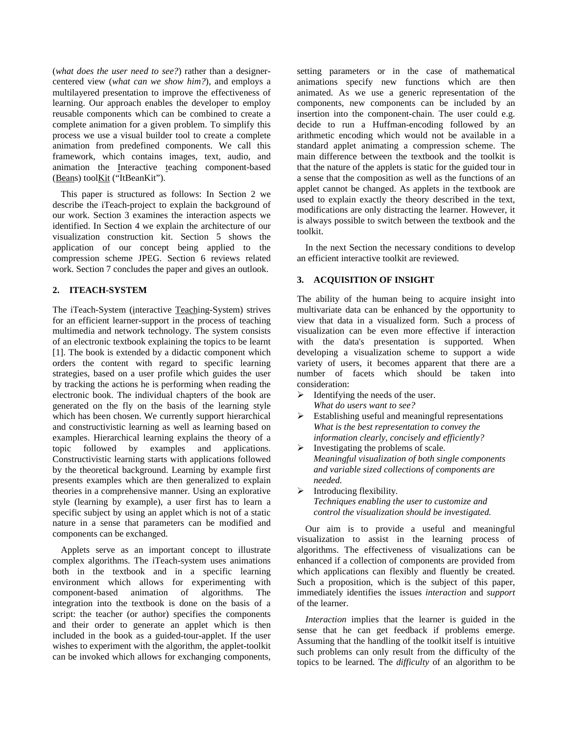(*what does the user need to see?*) rather than a designer-centered view (*what can we show him?*), and employs a multilayered presentation to improve the effectiveness of learning. Our approach enables the developer to employ reusable components which can be combined to create a complete animation for a given problem. To simplify this process we use a visual builder tool to create a complete animation from predefined components. We call this framework, which contains images, text, audio, and animation the Interactive teaching component-based (Beans) toolKit ("ItBeanKit").

This paper is structured as follows: In Section 2 we describe the iTeach-project to explain the background of our work. Section 3 examines the interaction aspects we identified. In Section 4 we explain the architecture of our visualization construction kit. Section 5 shows the application of our concept being applied to the compression scheme JPEG. Section 6 reviews related work. Section 7 concludes the paper and gives an outlook.

## 2. ITEACH-SYSTEM

The iTeach-System (interactive Teaching-System) strives for an efficient learner-support in the process of teaching multimedia and network technology. The system consists of an electronic textbook explaining the topics to be learnt [1]. The book is extended by a didactic component which orders the content with regard to specific learning strategies, based on a user profile which guides the user by tracking the actions he is performing when reading the electronic book. The individual chapters of the book are generated on the fly on the basis of the learning style which has been chosen. We currently support hierarchical and constructivistic learning as well as learning based on examples. Hierarchical learning explains the theory of a topic followed by examples and applications. Constructivistic learning starts with applications followed by the theoretical background. Learning by example first presents examples which are then generalized to explain theories in a comprehensive manner. Using an explorative style (learning by example), a user first has to learn a specific subject by using an applet which is not of a static nature in a sense that parameters can be modified and components can be exchanged.

Applets serve as an important concept to illustrate complex algorithms. The iTeach-system uses animations both in the textbook and in a specific learning environment which allows for experimenting with component-based animation of algorithms. The integration into the textbook is done on the basis of a script: the teacher (or author) specifies the components and their order to generate an applet which is then included in the book as a guided-tour-applet. If the user wishes to experiment with the algorithm, the applet-toolkit can be invoked which allows for exchanging components, setting parameters or in the case of mathematical animations specify new functions which are then animated. As we use a generic representation of the components, new components can be included by an insertion into the component-chain. The user could e.g. decide to run a Huffman-encoding followed by an arithmetic encoding which would not be available in a standard applet animating a compression scheme. The main difference between the textbook and the toolkit is that the nature of the applets is static for the guided tour in a sense that the composition as well as the functions of an applet cannot be changed. As applets in the textbook are used to explain exactly the theory described in the text, modifications are only distracting the learner. However, it is always possible to switch between the textbook and the toolkit.

In the next Section the necessary conditions to develop an efficient interactive toolkit are reviewed.

## 3. ACQUISITION OF INSIGHT

The ability of the human being to acquire insight into multivariate data can be enhanced by the opportunity to view that data in a visualized form. Such a process of visualization can be even more effective if interaction with the data's presentation is supported. When developing a visualization scheme to support a wide variety of users, it becomes apparent that there are a number of facets which should be taken into consideration:

- Identifying the needs of the user.  
  *What do users want to see?*
- Establishing useful and meaningful representations  
  *What is the best representation to convey the information clearly, concisely and efficiently?*
- Investigating the problems of scale.  
  *Meaningful visualization of both single components and variable sized collections of components are needed.*
- Introducing flexibility.  
  *Techniques enabling the user to customize and control the visualization should be investigated.*

Our aim is to provide a useful and meaningful visualization to assist in the learning process of algorithms. The effectiveness of visualizations can be enhanced if a collection of components are provided from which applications can flexibly and fluently be created. Such a proposition, which is the subject of this paper, immediately identifies the issues *interaction* and *support* of the learner.

*Interaction* implies that the learner is guided in the sense that he can get feedback if problems emerge. Assuming that the handling of the toolkit itself is intuitive such problems can only result from the difficulty of the topics to be learned. The *difficulty* of an algorithm to be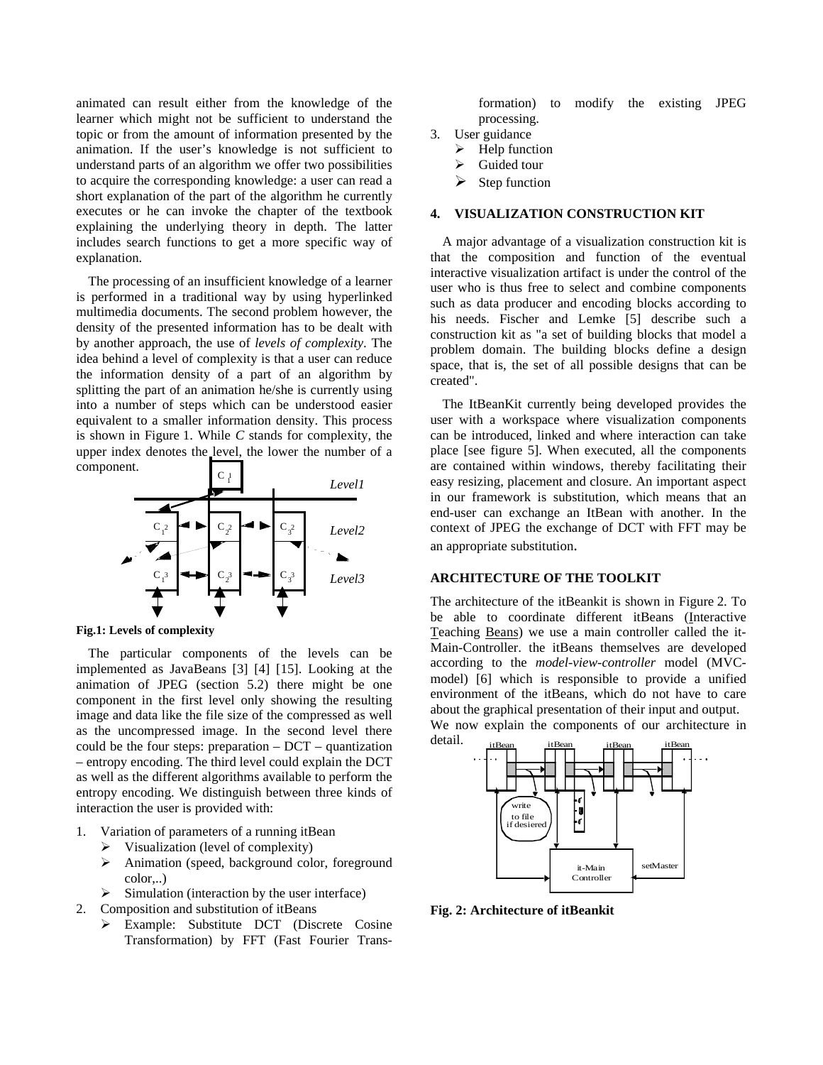animated can result either from the knowledge of the learner which might not be sufficient to understand the topic or from the amount of information presented by the animation. If the user's knowledge is not sufficient to understand parts of an algorithm we offer two possibilities to acquire the corresponding knowledge: a user can read a short explanation of the part of the algorithm he currently executes or he can invoke the chapter of the textbook explaining the underlying theory in depth. The latter includes search functions to get a more specific way of explanation.

The processing of an insufficient knowledge of a learner is performed in a traditional way by using hyperlinked multimedia documents. The second problem however, the density of the presented information has to be dealt with by another approach, the use of *levels of complexity*. The idea behind a level of complexity is that a user can reduce the information density of a part of an algorithm by splitting the part of an animation he/she is currently using into a number of steps which can be understood easier equivalent to a smaller information density. This process is shown in Figure 1. While *C* stands for complexity, the upper index denotes the level, the lower the number of a component.

$C_1^1$

Level1

$C_1^2$ $C_2^2$ $C_3^2$

Level2

$C_1^3$ $C_2^3$ $C_3^3$

Level3

**Fig.1: Levels of complexity**

The particular components of the levels can be implemented as JavaBeans [3] [4] [15]. Looking at the animation of JPEG (section 5.2) there might be one component in the first level only showing the resulting image and data like the file size of the compressed as well as the uncompressed image. In the second level there could be the four steps: preparation – DCT – quantization – entropy encoding. The third level could explain the DCT as well as the different algorithms available to perform the entropy encoding. We distinguish between three kinds of interaction the user is provided with:

1. Variation of parameters of a running itBean
   - Visualization (level of complexity)
   - Animation (speed, background color, foreground color,..)
   - Simulation (interaction by the user interface)
2. Composition and substitution of itBeans
   - Example: Substitute DCT (Discrete Cosine Transformation) by FFT (Fast Fourier Transformation) to modify the existing JPEG processing.
3. User guidance
   - Help function
   - Guided tour
   - Step function

## 4. VISUALIZATION CONSTRUCTION KIT

A major advantage of a visualization construction kit is that the composition and function of the eventual interactive visualization artifact is under the control of the user who is thus free to select and combine components such as data producer and encoding blocks according to his needs. Fischer and Lemke [5] describe such a construction kit as "a set of building blocks that model a problem domain. The building blocks define a design space, that is, the set of all possible designs that can be created".

The ItBeanKit currently being developed provides the user with a workspace where visualization components can be introduced, linked and where interaction can take place [see figure 5]. When executed, all the components are contained within windows, thereby facilitating their easy resizing, placement and closure. An important aspect in our framework is substitution, which means that an end-user can exchange an ItBean with another. In the context of JPEG the exchange of DCT with FFT may be an appropriate substitution.

### ARCHITECTURE OF THE TOOLKIT

The architecture of the itBeankit is shown in Figure 2. To be able to coordinate different itBeans (Interactive Teaching Beans) we use a main controller called the it-Main-Controller. the itBeans themselves are developed according to the *model-view-controller* model (MVC-model) [6] which is responsible to provide a unified environment of the itBeans, which do not have to care about the graphical presentation of their input and output.

We now explain the components of our architecture in detail.

itBean itBean itBean itBean

write to file if desiered

it-Main Controller

setMaster

**Fig. 2: Architecture of itBeankit**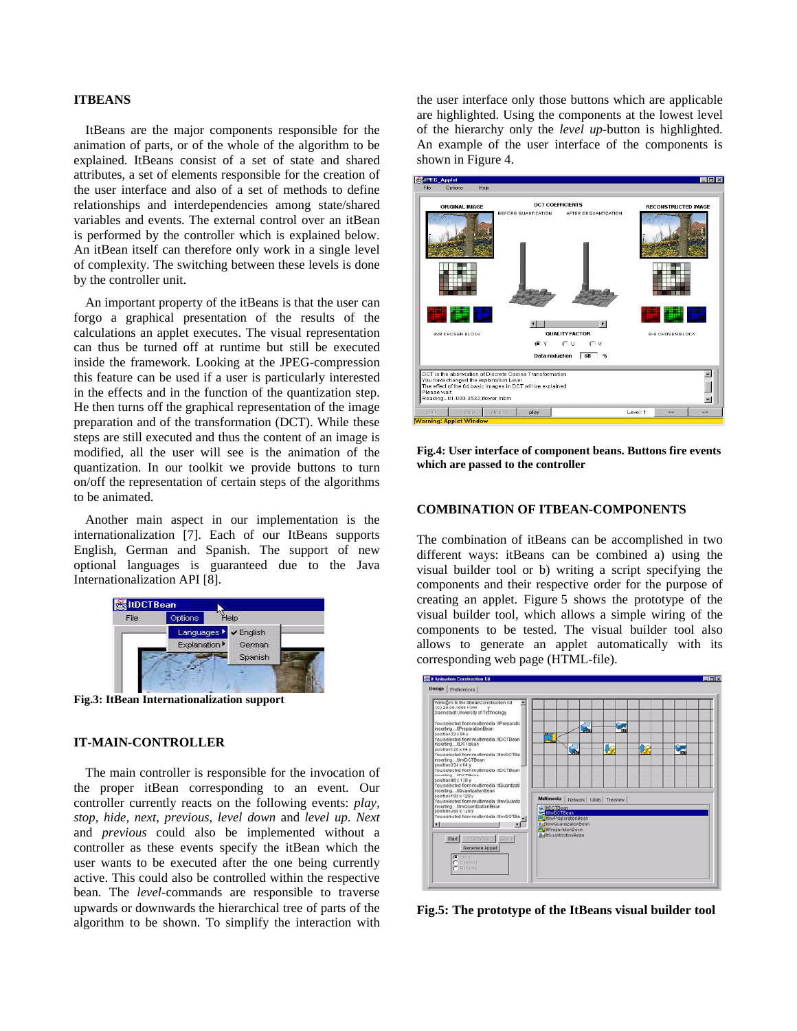## ITBEANS

ItBeans are the major components responsible for the animation of parts, or of the whole of the algorithm to be explained. ItBeans consist of a set of state and shared attributes, a set of elements responsible for the creation of the user interface and also of a set of methods to define relationships and interdependencies among state/shared variables and events. The external control over an itBean is performed by the controller which is explained below. An itBean itself can therefore only work in a single level of complexity. The switching between these levels is done by the controller unit.

An important property of the itBeans is that the user can forgo a graphical presentation of the results of the calculations an applet executes. The visual representation can thus be turned off at runtime but still be executed inside the framework. Looking at the JPEG-compression this feature can be used if a user is particularly interested in the effects and in the function of the quantization step. He then turns off the graphical representation of the image preparation and of the transformation (DCT). While these steps are still executed and thus the content of an image is modified, all the user will see is the animation of the quantization. In our toolkit we provide buttons to turn on/off the representation of certain steps of the algorithms to be animated.

Another main aspect in our implementation is the internationalization [7]. Each of our ItBeans supports English, German and Spanish. The support of new optional languages is guaranteed due to the Java Internationalization API [8].

**Fig.3: ItBean Internationalization support**

## IT-MAIN-CONTROLLER

The main controller is responsible for the invocation of the proper itBean corresponding to an event. Our controller currently reacts on the following events: *play*, *stop*, *hide*, *next*, *previous*, *level down* and *level up*. *Next* and *previous* could also be implemented without a controller as these events specify the itBean which the user wants to be executed after the one being currently active. This could also be controlled within the respective bean. The *level*-commands are responsible to traverse upwards or downwards the hierarchical tree of parts of the algorithm to be shown. To simplify the interaction with the user interface only those buttons which are applicable are highlighted. Using the components at the lowest level of the hierarchy only the *level up*-button is highlighted. An example of the user interface of the components is shown in Figure 4.

**Fig.4: User interface of component beans. Buttons fire events which are passed to the controller**

## COMBINATION OF ITBEAN-COMPONENTS

The combination of itBeans can be accomplished in two different ways: itBeans can be combined a) using the visual builder tool or b) writing a script specifying the components and their respective order for the purpose of creating an applet. Figure 5 shows the prototype of the visual builder tool, which allows a simple wiring of the components to be tested. The visual builder tool also allows to generate an applet automatically with its corresponding web page (HTML-file).

**Fig.5: The prototype of the ItBeans visual builder tool**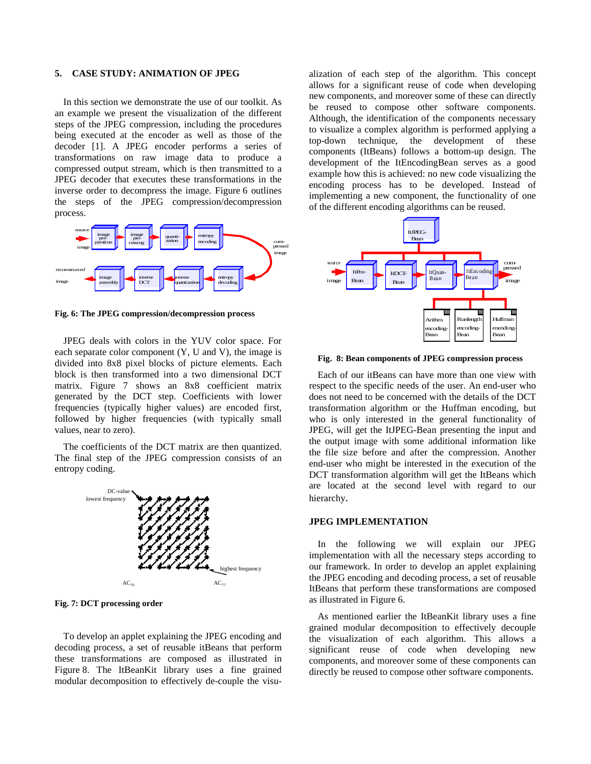## 5. CASE STUDY: ANIMATION OF JPEG

In this section we demonstrate the use of our toolkit. As an example we present the visualization of the different steps of the JPEG compression, including the procedures being executed at the encoder as well as those of the decoder [1]. A JPEG encoder performs a series of transformations on raw image data to produce a compressed output stream, which is then transmitted to a JPEG decoder that executes these transformations in the inverse order to decompress the image. Figure 6 outlines the steps of the JPEG compression/decompression process.

source image
image pre-paration
image pro-cessing
quanti-zation
entropy encoding
com-pressed image
reconstructed image
image assembly
inverse DCT
inverse quantization
entropy decoding

**Fig. 6: The JPEG compression/decompression process**

JPEG deals with colors in the YUV color space. For each separate color component (Y, U and V), the image is divided into 8x8 pixel blocks of picture elements. Each block is then transformed into a two dimensional DCT matrix. Figure 7 shows an 8x8 coefficient matrix generated by the DCT step. Coefficients with lower frequencies (typically higher values) are encoded first, followed by higher frequencies (with typically small values, near to zero).

The coefficients of the DCT matrix are then quantized. The final step of the JPEG compression consists of an entropy coding.

DC-value lowest frequency
highest frequency
$AC_{70}$
$AC_{77}$

**Fig. 7: DCT processing order**

To develop an applet explaining the JPEG encoding and decoding process, a set of reusable itBeans that perform these transformations are composed as illustrated in Figure 8. The ItBeanKit library uses a fine grained modular decomposition to effectively de-couple the visualization of each step of the algorithm. This concept allows for a significant reuse of code when developing new components, and moreover some of these can directly be reused to compose other software components. Although, the identification of the components necessary to visualize a complex algorithm is performed applying a top-down technique, the development of these components (ItBeans) follows a bottom-up design. The development of the ItEncodingBean serves as a good example how this is achieved: no new code visualizing the encoding process has to be developed. Instead of implementing a new component, the functionality of one of the different encoding algorithms can be reused.

ItJPEG-Bean
source image
ItPre-Bean
ItDCT-Bean
ItQuan-Bean
ItEncoding Bean
com-pressed image
Arithm. encoding-Bean
Runlength encoding-Bean
Huffman encoding-Bean

**Fig. 8: Bean components of JPEG compression process**

Each of our itBeans can have more than one view with respect to the specific needs of the user. An end-user who does not need to be concerned with the details of the DCT transformation algorithm or the Huffman encoding, but who is only interested in the general functionality of JPEG, will get the ItJPEG-Bean presenting the input and the output image with some additional information like the file size before and after the compression. Another end-user who might be interested in the execution of the DCT transformation algorithm will get the ItBeans which are located at the second level with regard to our hierarchy.

## JPEG IMPLEMENTATION

In the following we will explain our JPEG implementation with all the necessary steps according to our framework. In order to develop an applet explaining the JPEG encoding and decoding process, a set of reusable ItBeans that perform these transformations are composed as illustrated in Figure 6.

As mentioned earlier the ItBeanKit library uses a fine grained modular decomposition to effectively decouple the visualization of each algorithm. This allows a significant reuse of code when developing new components, and moreover some of these components can directly be reused to compose other software components.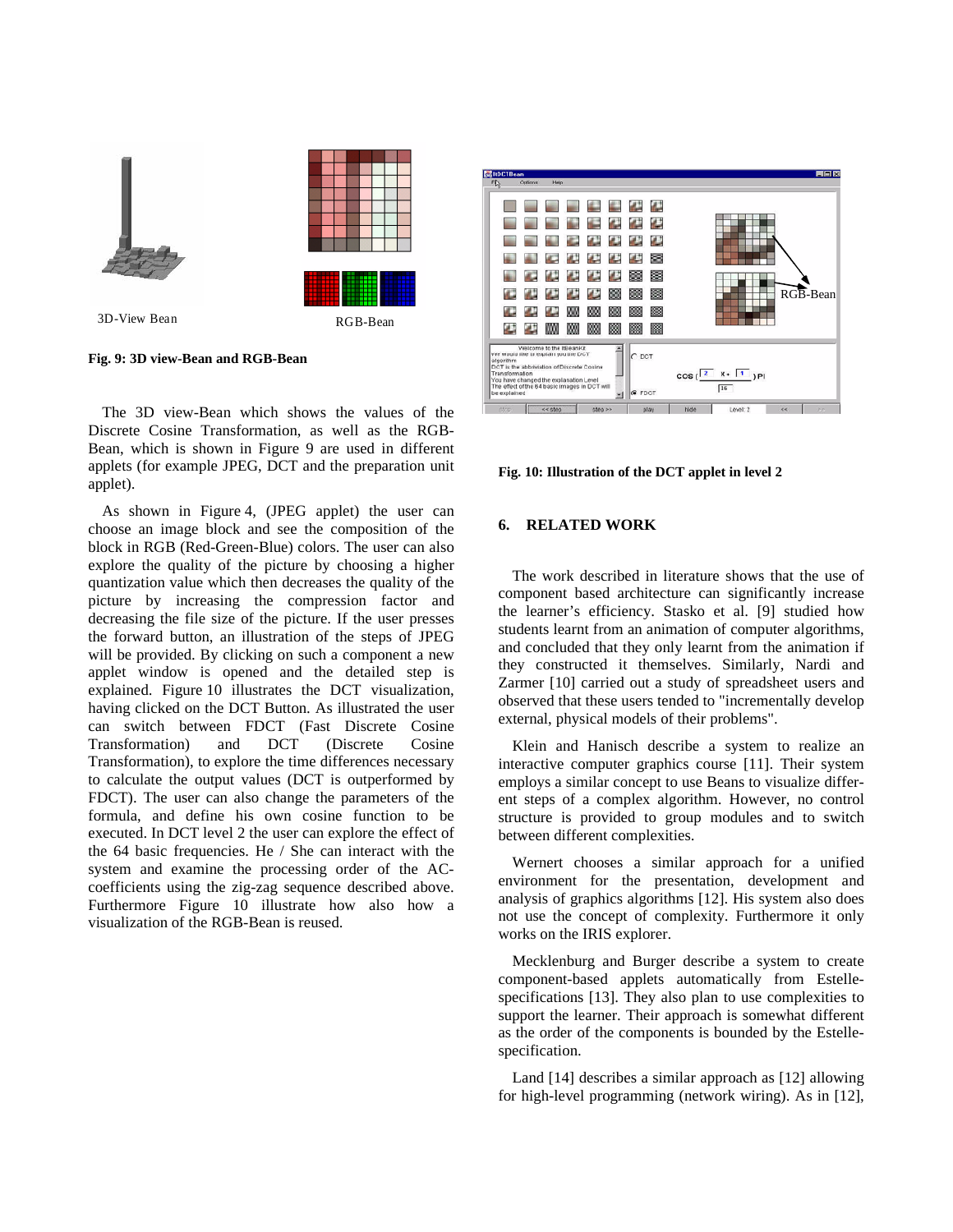3D-View Bean

RGB-Bean

**Fig. 9: 3D view-Bean and RGB-Bean**

The 3D view-Bean which shows the values of the Discrete Cosine Transformation, as well as the RGB-Bean, which is shown in Figure 9 are used in different applets (for example JPEG, DCT and the preparation unit applet).

As shown in Figure 4, (JPEG applet) the user can choose an image block and see the composition of the block in RGB (Red-Green-Blue) colors. The user can also explore the quality of the picture by choosing a higher quantization value which then decreases the quality of the picture by increasing the compression factor and decreasing the file size of the picture. If the user presses the forward button, an illustration of the steps of JPEG will be provided. By clicking on such a component a new applet window is opened and the detailed step is explained. Figure 10 illustrates the DCT visualization, having clicked on the DCT Button. As illustrated the user can switch between FDCT (Fast Discrete Cosine Transformation) and DCT (Discrete Cosine Transformation), to explore the time differences necessary to calculate the output values (DCT is outperformed by FDCT). The user can also change the parameters of the formula, and define his own cosine function to be executed. In DCT level 2 the user can explore the effect of the 64 basic frequencies. He / She can interact with the system and examine the processing order of the AC-coefficients using the zig-zag sequence described above. Furthermore Figure 10 illustrate how also how a visualization of the RGB-Bean is reused.

RGB-Bean

**Fig. 10: Illustration of the DCT applet in level 2**

## 6. RELATED WORK

The work described in literature shows that the use of component based architecture can significantly increase the learner's efficiency. Stasko et al. [9] studied how students learnt from an animation of computer algorithms, and concluded that they only learnt from the animation if they constructed it themselves. Similarly, Nardi and Zarmer [10] carried out a study of spreadsheet users and observed that these users tended to "incrementally develop external, physical models of their problems".

Klein and Hanisch describe a system to realize an interactive computer graphics course [11]. Their system employs a similar concept to use Beans to visualize different steps of a complex algorithm. However, no control structure is provided to group modules and to switch between different complexities.

Wernert chooses a similar approach for a unified environment for the presentation, development and analysis of graphics algorithms [12]. His system also does not use the concept of complexity. Furthermore it only works on the IRIS explorer.

Mecklenburg and Burger describe a system to create component-based applets automatically from Estelle-specifications [13]. They also plan to use complexities to support the learner. Their approach is somewhat different as the order of the components is bounded by the Estelle-specification.

Land [14] describes a similar approach as [12] allowing for high-level programming (network wiring). As in [12],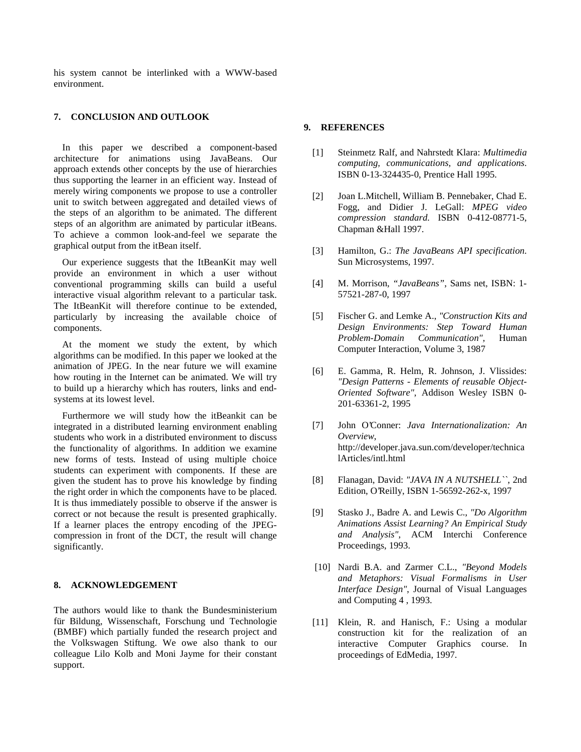his system cannot be interlinked with a WWW-based environment.

## 7. CONCLUSION AND OUTLOOK

In this paper we described a component-based architecture for animations using JavaBeans. Our approach extends other concepts by the use of hierarchies thus supporting the learner in an efficient way. Instead of merely wiring components we propose to use a controller unit to switch between aggregated and detailed views of the steps of an algorithm to be animated. The different steps of an algorithm are animated by particular itBeans. To achieve a common look-and-feel we separate the graphical output from the itBean itself.

Our experience suggests that the ItBeanKit may well provide an environment in which a user without conventional programming skills can build a useful interactive visual algorithm relevant to a particular task. The ItBeanKit will therefore continue to be extended, particularly by increasing the available choice of components.

At the moment we study the extent, by which algorithms can be modified. In this paper we looked at the animation of JPEG. In the near future we will examine how routing in the Internet can be animated. We will try to build up a hierarchy which has routers, links and end-systems at its lowest level.

Furthermore we will study how the itBeankit can be integrated in a distributed learning environment enabling students who work in a distributed environment to discuss the functionality of algorithms. In addition we examine new forms of tests. Instead of using multiple choice students can experiment with components. If these are given the student has to prove his knowledge by finding the right order in which the components have to be placed. It is thus immediately possible to observe if the answer is correct or not because the result is presented graphically. If a learner places the entropy encoding of the JPEG-compression in front of the DCT, the result will change significantly.

## 8. ACKNOWLEDGEMENT

The authors would like to thank the Bundesministerium für Bildung, Wissenschaft, Forschung und Technologie (BMBF) which partially funded the research project and the Volkswagen Stiftung. We owe also thank to our colleague Lilo Kolb and Moni Jayme for their constant support.

## 9. REFERENCES

[1] Steinmetz Ralf, and Nahrstedt Klara: *Multimedia computing, communications, and applications.* ISBN 0-13-324435-0, Prentice Hall 1995.

[2] Joan L.Mitchell, William B. Pennebaker, Chad E. Fogg, and Didier J. LeGall: *MPEG video compression standard.* ISBN 0-412-08771-5, Chapman &Hall 1997.

[3] Hamilton, G.: *The JavaBeans API specification.* Sun Microsystems, 1997.

[4] M. Morrison, *"JavaBeans"*, Sams net, ISBN: 1-57521-287-0, 1997

[5] Fischer G. and Lemke A., *"Construction Kits and Design Environments: Step Toward Human Problem-Domain Communication"*, Human Computer Interaction, Volume 3, 1987

[6] E. Gamma, R. Helm, R. Johnson, J. Vlissides: *"Design Patterns - Elements of reusable Object-Oriented Software"*, Addison Wesley ISBN 0-201-63361-2, 1995

[7] John O'Conner: *Java Internationalization: An Overview*, http://developer.java.sun.com/developer/technicalArticles/intl.html

[8] Flanagan, David: *"JAVA IN A NUTSHELL``*, 2nd Edition, O'Reilly, ISBN 1-56592-262-x, 1997

[9] Stasko J., Badre A. and Lewis C., *"Do Algorithm Animations Assist Learning? An Empirical Study and Analysis"*, ACM Interchi Conference Proceedings, 1993.

[10] Nardi B.A. and Zarmer C.L., *"Beyond Models and Metaphors: Visual Formalisms in User Interface Design"*, Journal of Visual Languages and Computing 4 , 1993.

[11] Klein, R. and Hanisch, F.: Using a modular construction kit for the realization of an interactive Computer Graphics course. In proceedings of EdMedia, 1997.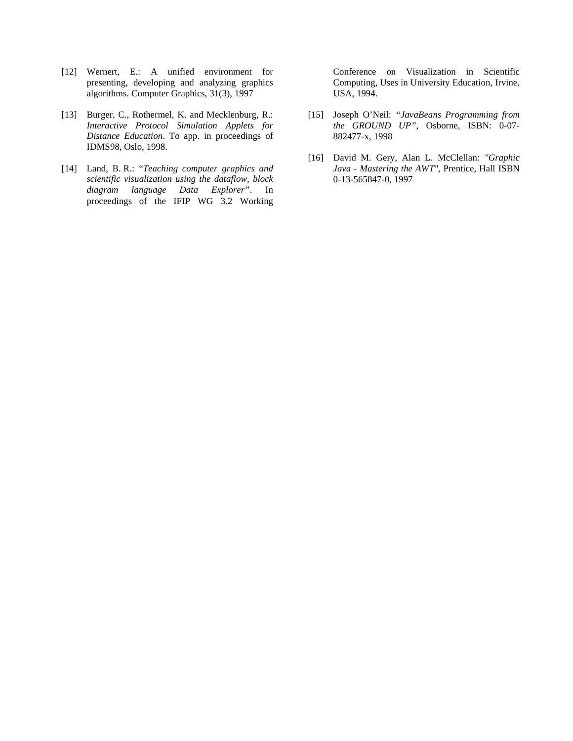[12] Wernert, E.: A unified environment for presenting, developing and analyzing graphics algorithms. Computer Graphics, 31(3), 1997

[13] Burger, C., Rothermel, K. and Mecklenburg, R.: *Interactive Protocol Simulation Applets for Distance Education*. To app. in proceedings of IDMS98, Oslo, 1998.

[14] Land, B. R.: "*Teaching computer graphics and scientific visualization using the dataflow, block diagram language Data Explorer*". In proceedings of the IFIP WG 3.2 Working Conference on Visualization in Scientific Computing, Uses in University Education, Irvine, USA, 1994.

[15] Joseph O'Neil: "*JavaBeans Programming from the GROUND UP*", Osborne, ISBN: 0-07-882477-x, 1998

[16] David M. Gery, Alan L. McClellan: *"Graphic Java - Mastering the AWT"*, Prentice, Hall ISBN 0-13-565847-0, 1997